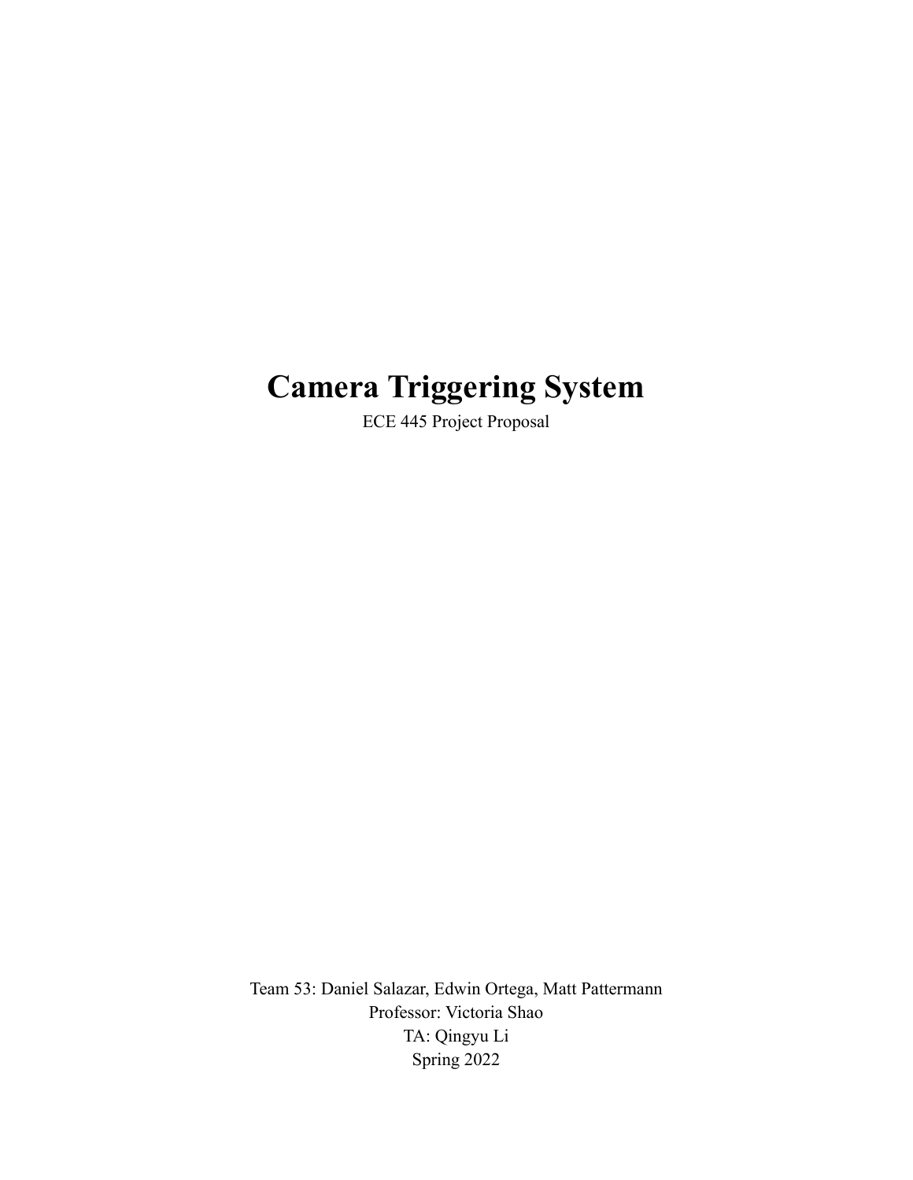# Camera Triggering System

ECE 445 Project Proposal

Team 53: Daniel Salazar, Edwin Ortega, Matt Pattermann

Professor: Victoria Shao

TA: Qingyu Li

Spring 2022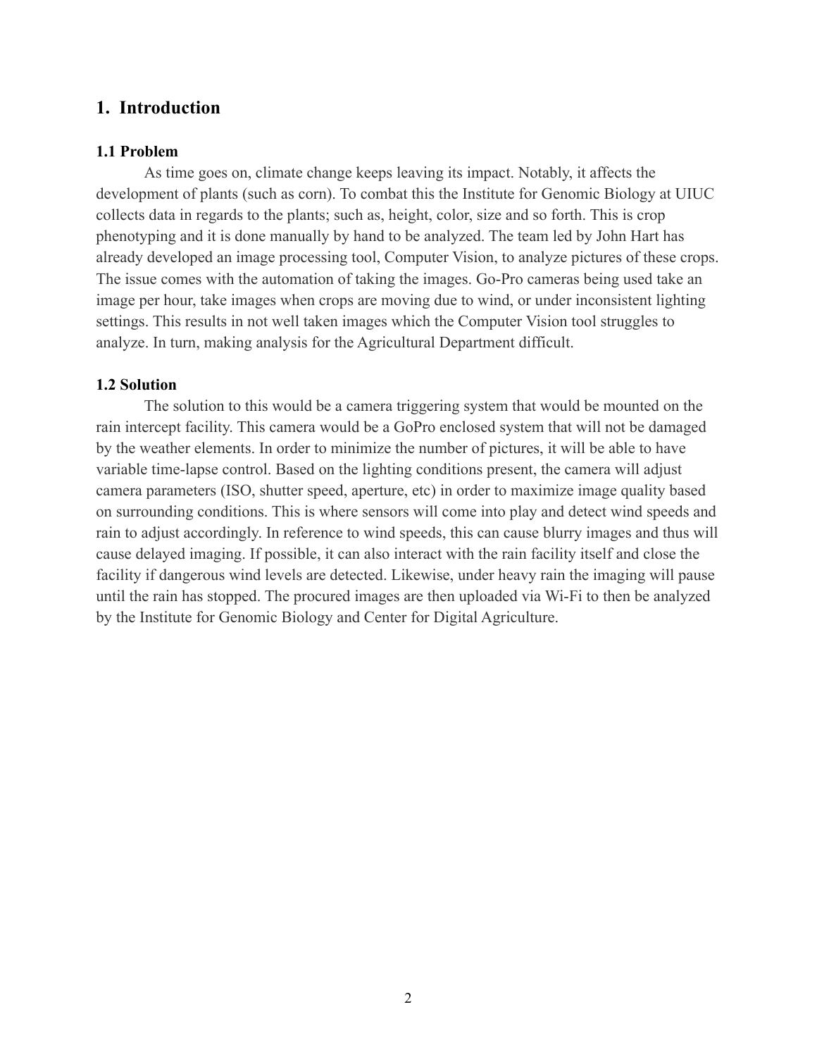# 1. Introduction

### 1.1 Problem

As time goes on, climate change keeps leaving its impact. Notably, it affects the development of plants (such as corn). To combat this the Institute for Genomic Biology at UIUC collects data in regards to the plants; such as, height, color, size and so forth. This is crop phenotyping and it is done manually by hand to be analyzed. The team led by John Hart has already developed an image processing tool, Computer Vision, to analyze pictures of these crops. The issue comes with the automation of taking the images. Go-Pro cameras being used take an image per hour, take images when crops are moving due to wind, or under inconsistent lighting settings. This results in not well taken images which the Computer Vision tool struggles to analyze. In turn, making analysis for the Agricultural Department difficult.

### 1.2 Solution

The solution to this would be a camera triggering system that would be mounted on the rain intercept facility. This camera would be a GoPro enclosed system that will not be damaged by the weather elements. In order to minimize the number of pictures, it will be able to have variable time-lapse control. Based on the lighting conditions present, the camera will adjust camera parameters (ISO, shutter speed, aperture, etc) in order to maximize image quality based on surrounding conditions. This is where sensors will come into play and detect wind speeds and rain to adjust accordingly. In reference to wind speeds, this can cause blurry images and thus will cause delayed imaging. If possible, it can also interact with the rain facility itself and close the facility if dangerous wind levels are detected. Likewise, under heavy rain the imaging will pause until the rain has stopped. The procured images are then uploaded via Wi-Fi to then be analyzed by the Institute for Genomic Biology and Center for Digital Agriculture.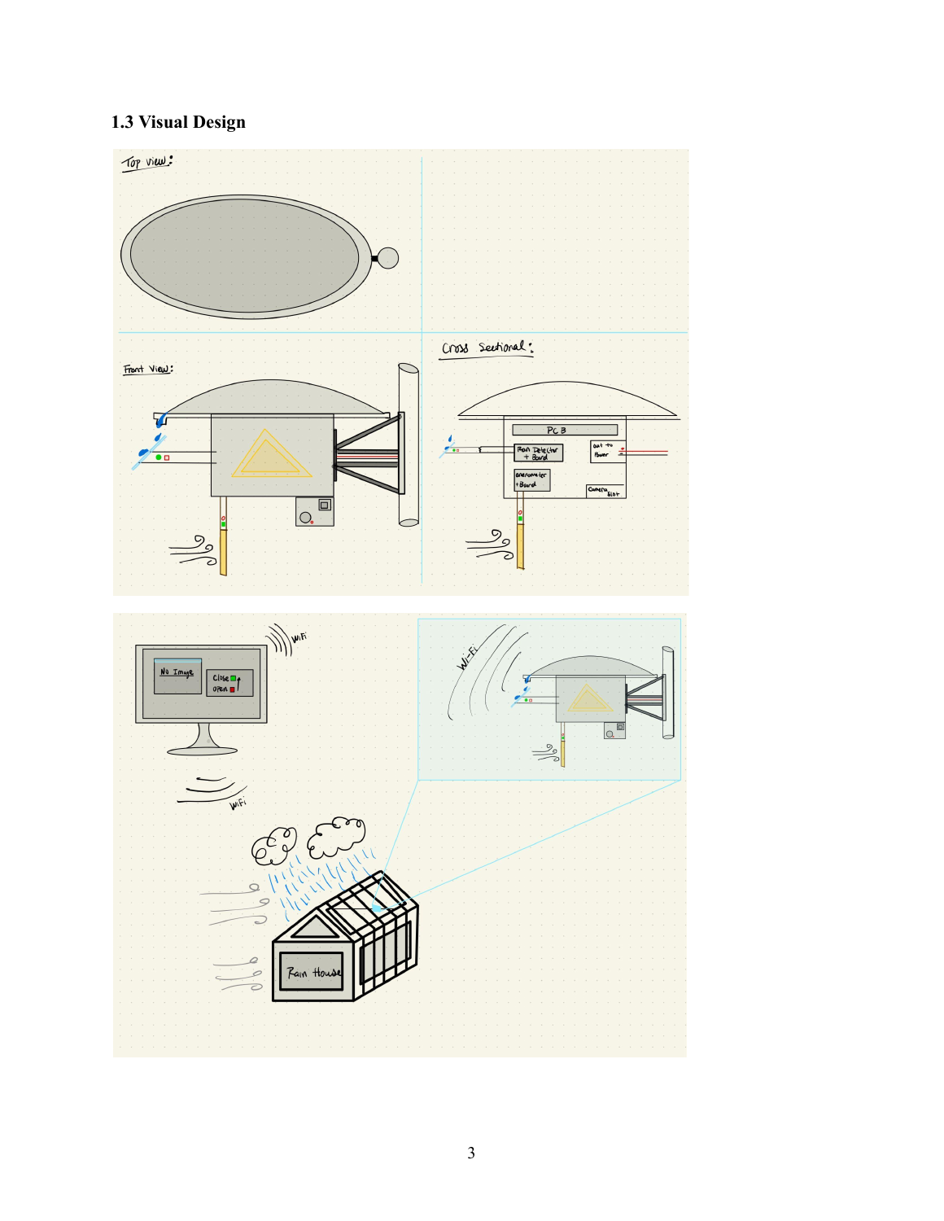### 1.3 Visual Design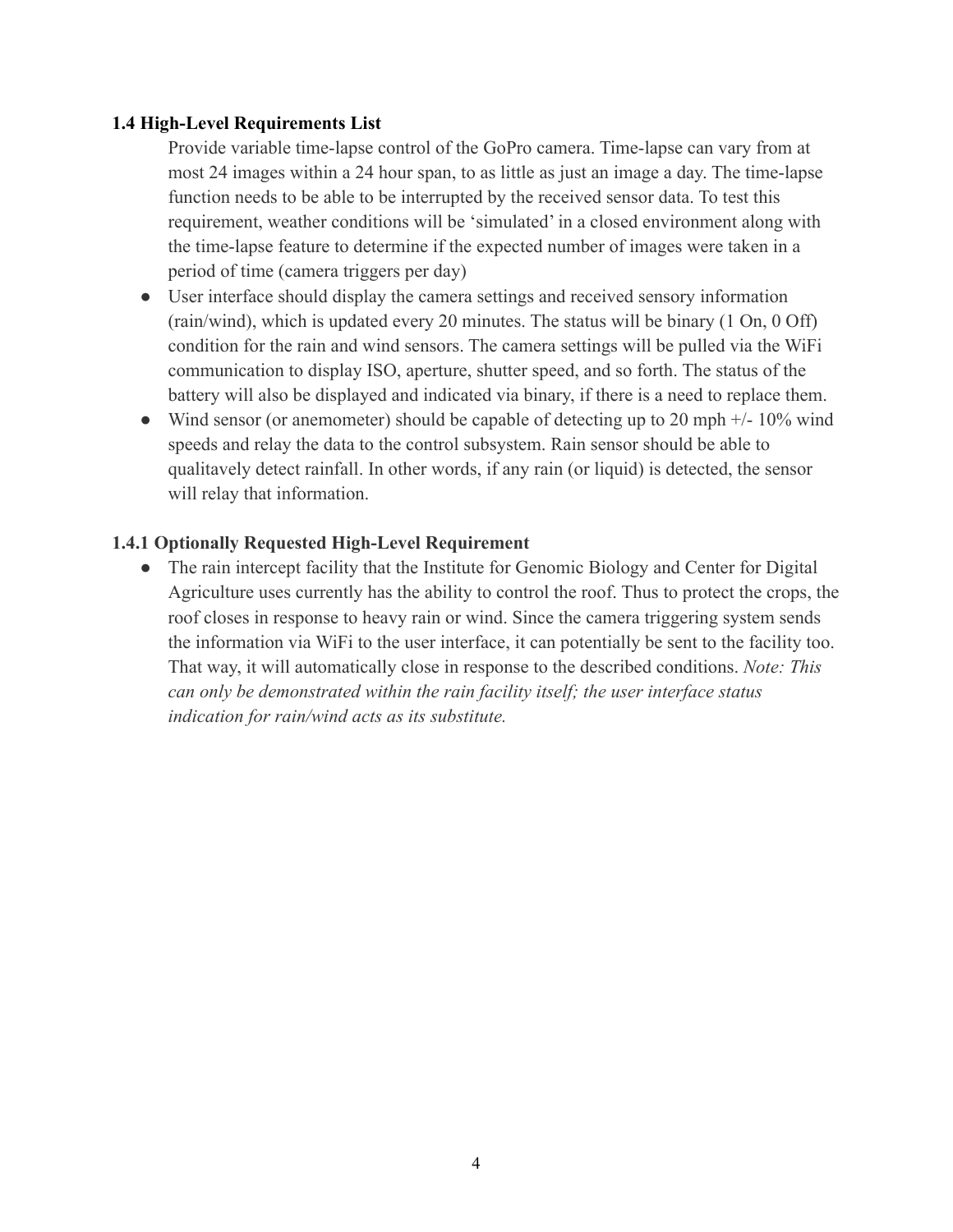### 1.4 High-Level Requirements List

Provide variable time-lapse control of the GoPro camera. Time-lapse can vary from at most 24 images within a 24 hour span, to as little as just an image a day. The time-lapse function needs to be able to be interrupted by the received sensor data. To test this requirement, weather conditions will be 'simulated' in a closed environment along with the time-lapse feature to determine if the expected number of images were taken in a period of time (camera triggers per day)

- User interface should display the camera settings and received sensory information (rain/wind), which is updated every 20 minutes. The status will be binary (1 On, 0 Off) condition for the rain and wind sensors. The camera settings will be pulled via the WiFi communication to display ISO, aperture, shutter speed, and so forth. The status of the battery will also be displayed and indicated via binary, if there is a need to replace them.
- Wind sensor (or anemometer) should be capable of detecting up to 20 mph +/- 10% wind speeds and relay the data to the control subsystem. Rain sensor should be able to qualitatively detect rainfall. In other words, if any rain (or liquid) is detected, the sensor will relay that information.

#### 1.4.1 Optionally Requested High-Level Requirement

- The rain intercept facility that the Institute for Genomic Biology and Center for Digital Agriculture uses currently has the ability to control the roof. Thus to protect the crops, the roof closes in response to heavy rain or wind. Since the camera triggering system sends the information via WiFi to the user interface, it can potentially be sent to the facility too. That way, it will automatically close in response to the described conditions. *Note: This can only be demonstrated within the rain facility itself; the user interface status indication for rain/wind acts as its substitute.*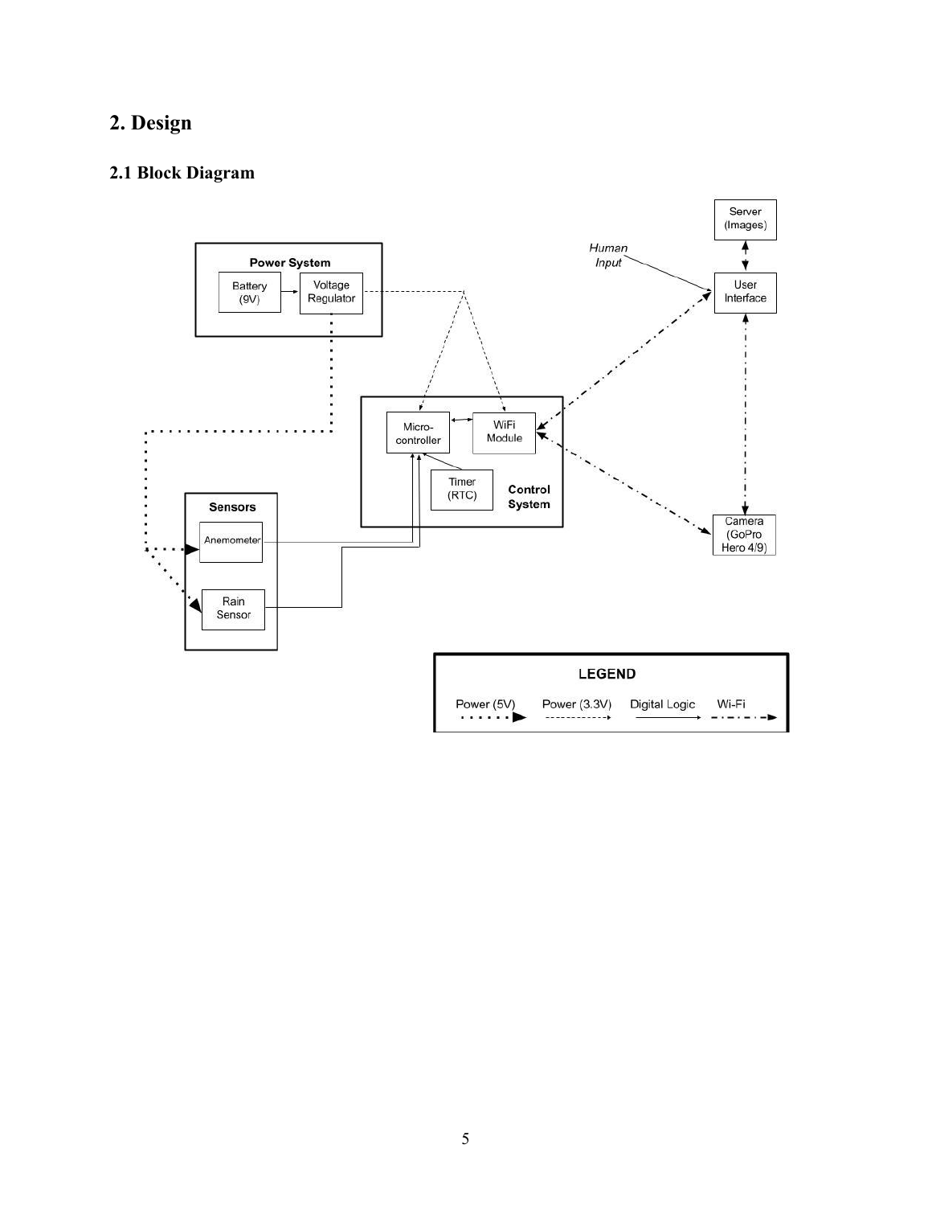# 2. Design

## 2.1 Block Diagram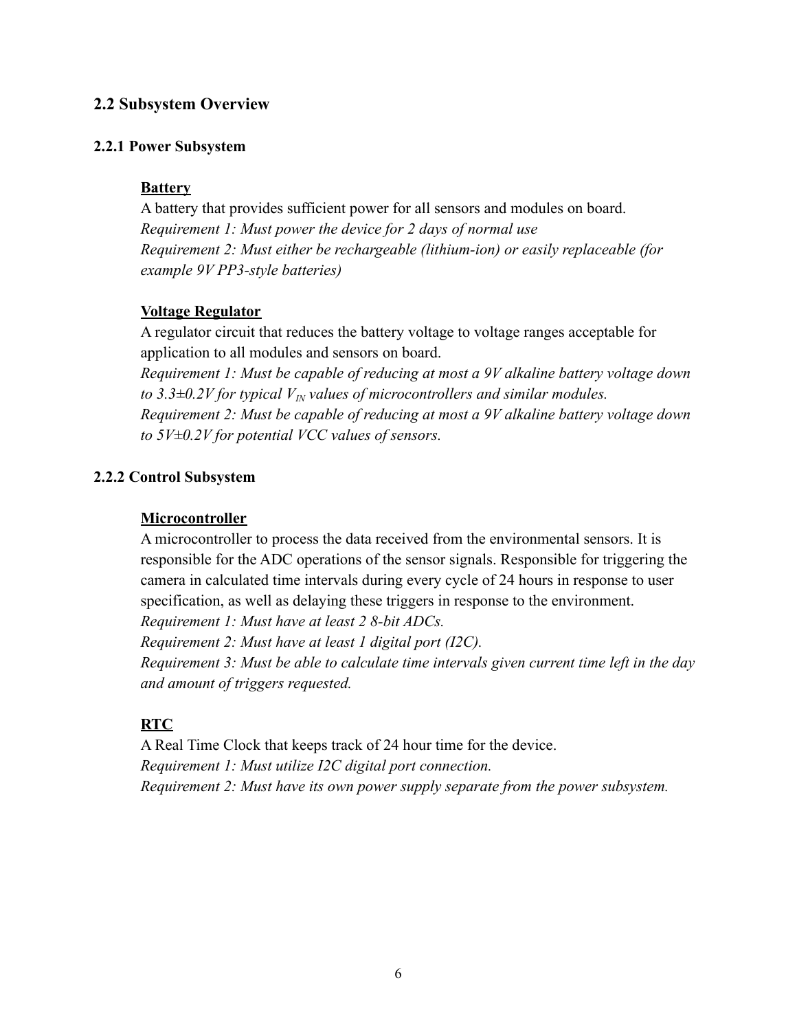## 2.2 Subsystem Overview

### 2.2.1 Power Subsystem

**Battery**

A battery that provides sufficient power for all sensors and modules on board.
*Requirement 1: Must power the device for 2 days of normal use*
*Requirement 2: Must either be rechargeable (lithium-ion) or easily replaceable (for example 9V PP3-style batteries)*

**Voltage Regulator**

A regulator circuit that reduces the battery voltage to voltage ranges acceptable for application to all modules and sensors on board.
*Requirement 1: Must be capable of reducing at most a 9V alkaline battery voltage down to 3.3±0.2V for typical $V_{IN}$ values of microcontrollers and similar modules.*
*Requirement 2: Must be capable of reducing at most a 9V alkaline battery voltage down to 5V±0.2V for potential VCC values of sensors.*

### 2.2.2 Control Subsystem

**Microcontroller**

A microcontroller to process the data received from the environmental sensors. It is responsible for the ADC operations of the sensor signals. Responsible for triggering the camera in calculated time intervals during every cycle of 24 hours in response to user specification, as well as delaying these triggers in response to the environment.
*Requirement 1: Must have at least 2 8-bit ADCs.*
*Requirement 2: Must have at least 1 digital port (I2C).*
*Requirement 3: Must be able to calculate time intervals given current time left in the day and amount of triggers requested.*

**RTC**

A Real Time Clock that keeps track of 24 hour time for the device.
*Requirement 1: Must utilize I2C digital port connection.*
*Requirement 2: Must have its own power supply separate from the power subsystem.*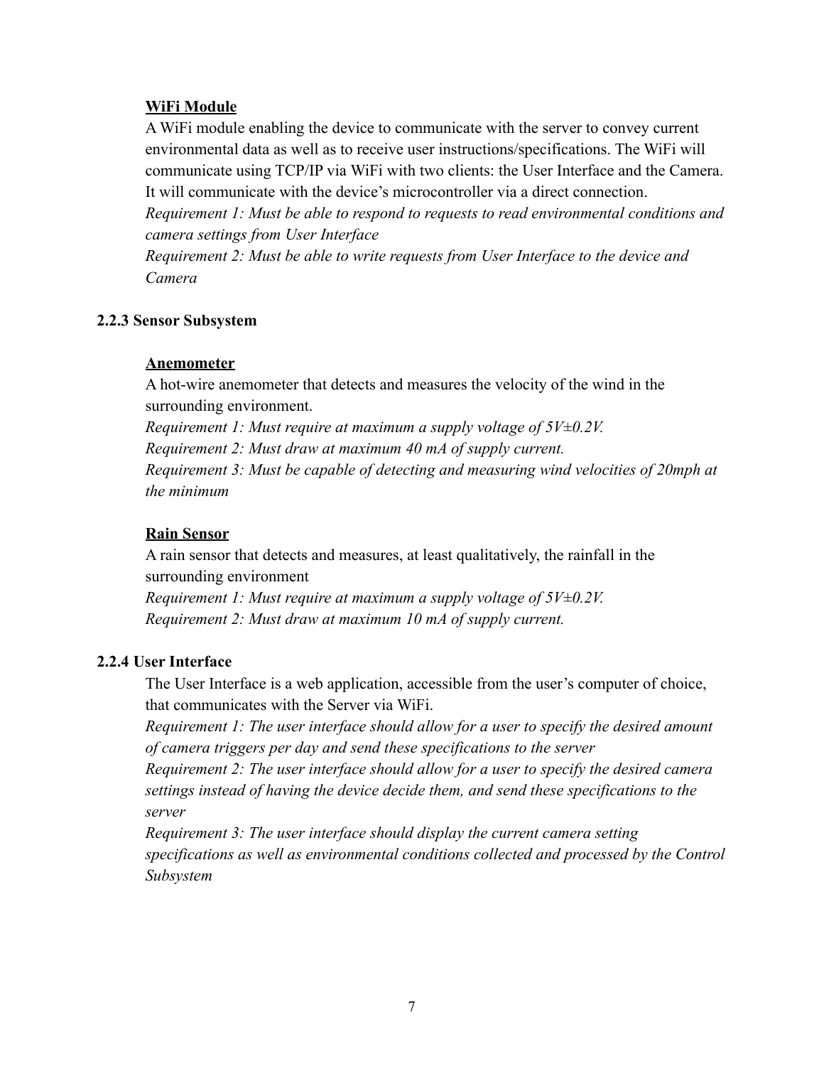**WiFi Module**

A WiFi module enabling the device to communicate with the server to convey current environmental data as well as to receive user instructions/specifications. The WiFi will communicate using TCP/IP via WiFi with two clients: the User Interface and the Camera. It will communicate with the device's microcontroller via a direct connection.

*Requirement 1: Must be able to respond to requests to read environmental conditions and camera settings from User Interface*

*Requirement 2: Must be able to write requests from User Interface to the device and Camera*

### 2.2.3 Sensor Subsystem

**Anemometer**

A hot-wire anemometer that detects and measures the velocity of the wind in the surrounding environment.

*Requirement 1: Must require at maximum a supply voltage of 5V±0.2V.*

*Requirement 2: Must draw at maximum 40 mA of supply current.*

*Requirement 3: Must be capable of detecting and measuring wind velocities of 20mph at the minimum*

**Rain Sensor**

A rain sensor that detects and measures, at least qualitatively, the rainfall in the surrounding environment

*Requirement 1: Must require at maximum a supply voltage of 5V±0.2V.*

*Requirement 2: Must draw at maximum 10 mA of supply current.*

### 2.2.4 User Interface

The User Interface is a web application, accessible from the user's computer of choice, that communicates with the Server via WiFi.

*Requirement 1: The user interface should allow for a user to specify the desired amount of camera triggers per day and send these specifications to the server*

*Requirement 2: The user interface should allow for a user to specify the desired camera settings instead of having the device decide them, and send these specifications to the server*

*Requirement 3: The user interface should display the current camera setting specifications as well as environmental conditions collected and processed by the Control Subsystem*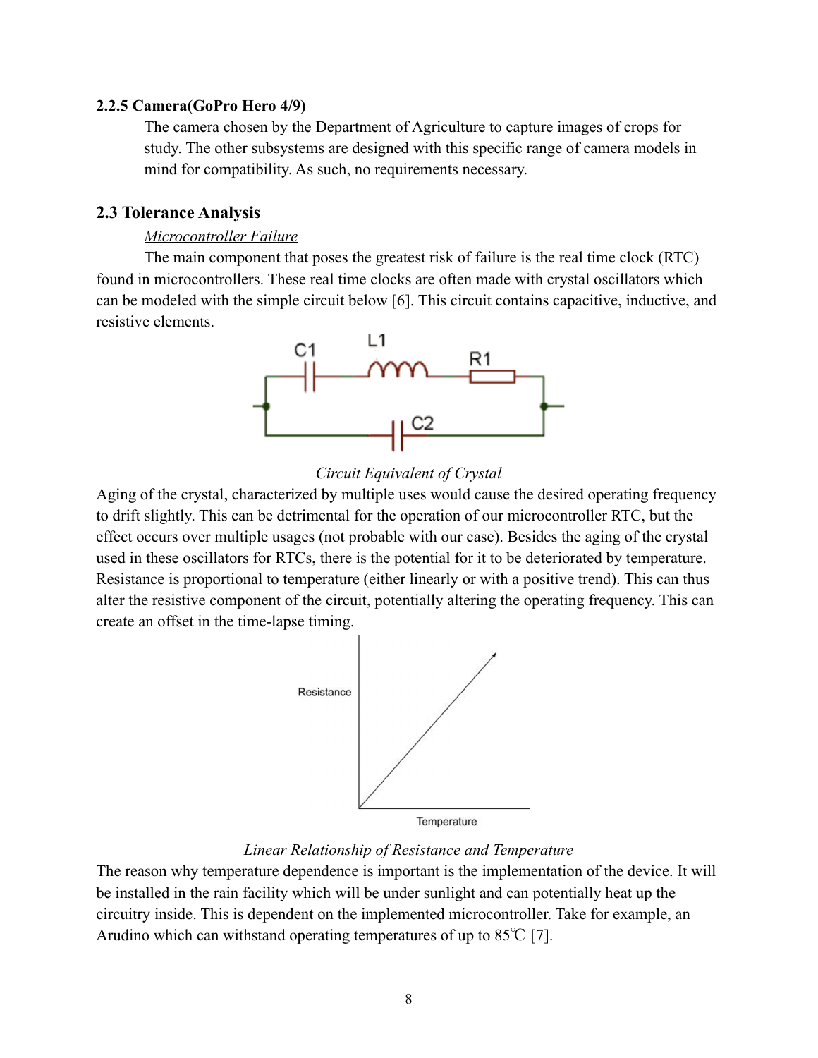#### 2.2.5 Camera(GoPro Hero 4/9)

The camera chosen by the Department of Agriculture to capture images of crops for study. The other subsystems are designed with this specific range of camera models in mind for compatibility. As such, no requirements necessary.

### 2.3 Tolerance Analysis

<u>*Microcontroller Failure*</u>

The main component that poses the greatest risk of failure is the real time clock (RTC) found in microcontrollers. These real time clocks are often made with crystal oscillators which can be modeled with the simple circuit below [6]. This circuit contains capacitive, inductive, and resistive elements.

*Circuit Equivalent of Crystal*

Aging of the crystal, characterized by multiple uses would cause the desired operating frequency to drift slightly. This can be detrimental for the operation of our microcontroller RTC, but the effect occurs over multiple usages (not probable with our case). Besides the aging of the crystal used in these oscillators for RTCs, there is the potential for it to be deteriorated by temperature. Resistance is proportional to temperature (either linearly or with a positive trend). This can thus alter the resistive component of the circuit, potentially altering the operating frequency. This can create an offset in the time-lapse timing.

*Linear Relationship of Resistance and Temperature*

The reason why temperature dependence is important is the implementation of the device. It will be installed in the rain facility which will be under sunlight and can potentially heat up the circuitry inside. This is dependent on the implemented microcontroller. Take for example, an Arudino which can withstand operating temperatures of up to 85℃ [7].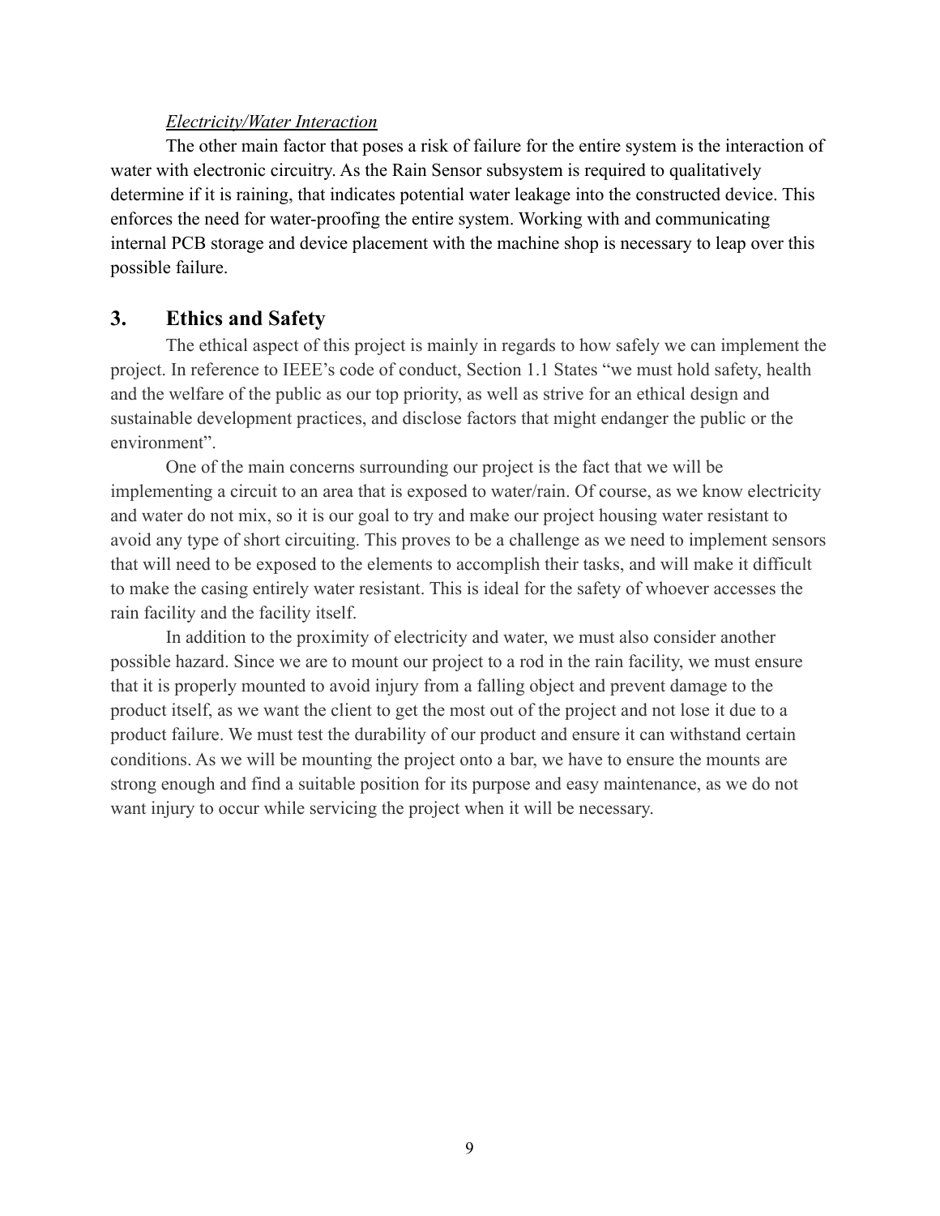*Electricity/Water Interaction*

The other main factor that poses a risk of failure for the entire system is the interaction of water with electronic circuitry. As the Rain Sensor subsystem is required to qualitatively determine if it is raining, that indicates potential water leakage into the constructed device. This enforces the need for water-proofing the entire system. Working with and communicating internal PCB storage and device placement with the machine shop is necessary to leap over this possible failure.

## 3. Ethics and Safety

The ethical aspect of this project is mainly in regards to how safely we can implement the project. In reference to IEEE's code of conduct, Section 1.1 States "we must hold safety, health and the welfare of the public as our top priority, as well as strive for an ethical design and sustainable development practices, and disclose factors that might endanger the public or the environment".

One of the main concerns surrounding our project is the fact that we will be implementing a circuit to an area that is exposed to water/rain. Of course, as we know electricity and water do not mix, so it is our goal to try and make our project housing water resistant to avoid any type of short circuiting. This proves to be a challenge as we need to implement sensors that will need to be exposed to the elements to accomplish their tasks, and will make it difficult to make the casing entirely water resistant. This is ideal for the safety of whoever accesses the rain facility and the facility itself.

In addition to the proximity of electricity and water, we must also consider another possible hazard. Since we are to mount our project to a rod in the rain facility, we must ensure that it is properly mounted to avoid injury from a falling object and prevent damage to the product itself, as we want the client to get the most out of the project and not lose it due to a product failure. We must test the durability of our product and ensure it can withstand certain conditions. As we will be mounting the project onto a bar, we have to ensure the mounts are strong enough and find a suitable position for its purpose and easy maintenance, as we do not want injury to occur while servicing the project when it will be necessary.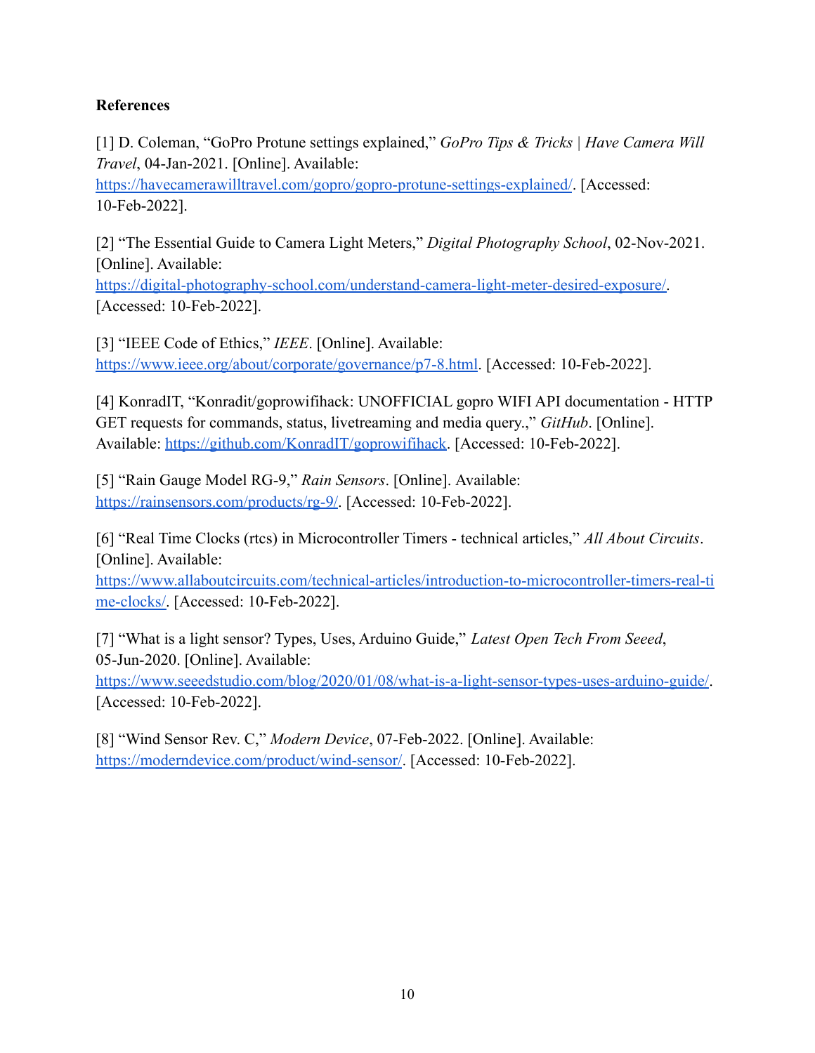**References**

[1] D. Coleman, “GoPro Protune settings explained,” *GoPro Tips & Tricks | Have Camera Will Travel*, 04-Jan-2021. [Online]. Available: https://havecamerawilltravel.com/gopro/gopro-protune-settings-explained/. [Accessed: 10-Feb-2022].

[2] “The Essential Guide to Camera Light Meters,” *Digital Photography School*, 02-Nov-2021. [Online]. Available: https://digital-photography-school.com/understand-camera-light-meter-desired-exposure/. [Accessed: 10-Feb-2022].

[3] “IEEE Code of Ethics,” *IEEE*. [Online]. Available: https://www.ieee.org/about/corporate/governance/p7-8.html. [Accessed: 10-Feb-2022].

[4] KonradIT, “Konradit/goprowifihack: UNOFFICIAL gopro WIFI API documentation - HTTP GET requests for commands, status, livetreaming and media query.,” *GitHub*. [Online]. Available: https://github.com/KonradIT/goprowifihack. [Accessed: 10-Feb-2022].

[5] “Rain Gauge Model RG-9,” *Rain Sensors*. [Online]. Available: https://rainsensors.com/products/rg-9/. [Accessed: 10-Feb-2022].

[6] “Real Time Clocks (rtcs) in Microcontroller Timers - technical articles,” *All About Circuits*. [Online]. Available: https://www.allaboutcircuits.com/technical-articles/introduction-to-microcontroller-timers-real-time-clocks/. [Accessed: 10-Feb-2022].

[7] “What is a light sensor? Types, Uses, Arduino Guide,” *Latest Open Tech From Seeed*, 05-Jun-2020. [Online]. Available: https://www.seeedstudio.com/blog/2020/01/08/what-is-a-light-sensor-types-uses-arduino-guide/. [Accessed: 10-Feb-2022].

[8] “Wind Sensor Rev. C,” *Modern Device*, 07-Feb-2022. [Online]. Available: https://moderndevice.com/product/wind-sensor/. [Accessed: 10-Feb-2022].